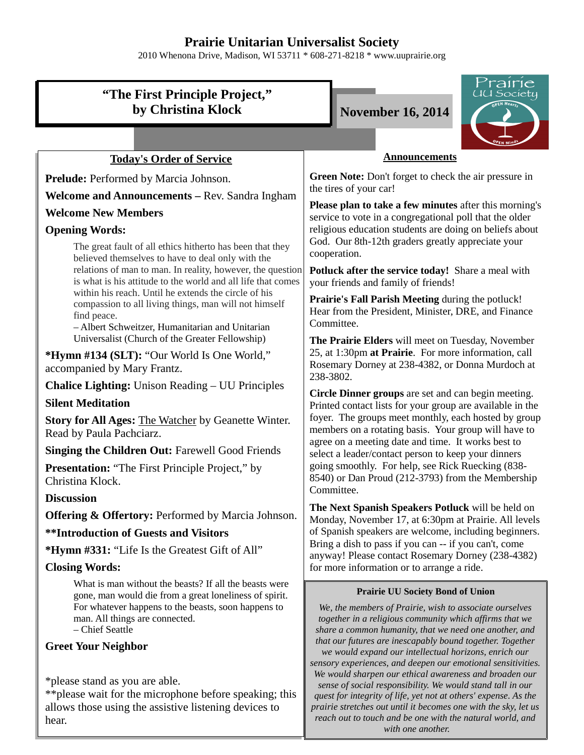# Prairie Unitarian Universalist Society

2010 Whenona Drive, Madison, WI 53711 * 608-271-8218 * www.uuprairie.org

## "The First Principle Project," by Christina Klock

**November 16, 2014**

### Today's Order of Service

**Prelude:** Performed by Marcia Johnson.

**Welcome and Announcements –** Rev. Sandra Ingham

**Welcome New Members**

**Opening Words:**

> The great fault of all ethics hitherto has been that they believed themselves to have to deal only with the relations of man to man. In reality, however, the question is what is his attitude to the world and all life that comes within his reach. Until he extends the circle of his compassion to all living things, man will not himself find peace.
> – Albert Schweitzer, Humanitarian and Unitarian Universalist (Church of the Greater Fellowship)

**\*Hymn #134 (SLT):** "Our World Is One World," accompanied by Mary Frantz.

**Chalice Lighting:** Unison Reading – UU Principles

**Silent Meditation**

**Story for All Ages:** The Watcher by Geanette Winter. Read by Paula Pachciarz.

**Singing the Children Out:** Farewell Good Friends

**Presentation:** "The First Principle Project," by Christina Klock.

**Discussion**

**Offering & Offertory:** Performed by Marcia Johnson.

**\*\*Introduction of Guests and Visitors**

**\*Hymn #331:** "Life Is the Greatest Gift of All"

**Closing Words:**

> What is man without the beasts? If all the beasts were gone, man would die from a great loneliness of spirit. For whatever happens to the beasts, soon happens to man. All things are connected.
> – Chief Seattle

**Greet Your Neighbor**

*please stand as you are able.
**please wait for the microphone before speaking; this allows those using the assistive listening devices to hear.

### Announcements

**Green Note:** Don't forget to check the air pressure in the tires of your car!

**Please plan to take a few minutes** after this morning's service to vote in a congregational poll that the older religious education students are doing on beliefs about God. Our 8th-12th graders greatly appreciate your cooperation.

**Potluck after the service today!** Share a meal with your friends and family of friends!

**Prairie's Fall Parish Meeting** during the potluck! Hear from the President, Minister, DRE, and Finance Committee.

**The Prairie Elders** will meet on Tuesday, November 25, at 1:30pm **at Prairie**. For more information, call Rosemary Dorney at 238-4382, or Donna Murdoch at 238-3802.

**Circle Dinner groups** are set and can begin meeting. Printed contact lists for your group are available in the foyer. The groups meet monthly, each hosted by group members on a rotating basis. Your group will have to agree on a meeting date and time. It works best to select a leader/contact person to keep your dinners going smoothly. For help, see Rick Ruecking (838-8540) or Dan Proud (212-3793) from the Membership Committee.

**The Next Spanish Speakers Potluck** will be held on Monday, November 17, at 6:30pm at Prairie. All levels of Spanish speakers are welcome, including beginners. Bring a dish to pass if you can -- if you can't, come anyway! Please contact Rosemary Dorney (238-4382) for more information or to arrange a ride.

#### Prairie UU Society Bond of Union

*We, the members of Prairie, wish to associate ourselves together in a religious community which affirms that we share a common humanity, that we need one another, and that our futures are inescapably bound together. Together we would expand our intellectual horizons, enrich our sensory experiences, and deepen our emotional sensitivities. We would sharpen our ethical awareness and broaden our sense of social responsibility. We would stand tall in our quest for integrity of life, yet not at others' expense. As the prairie stretches out until it becomes one with the sky, let us reach out to touch and be one with the natural world, and with one another.*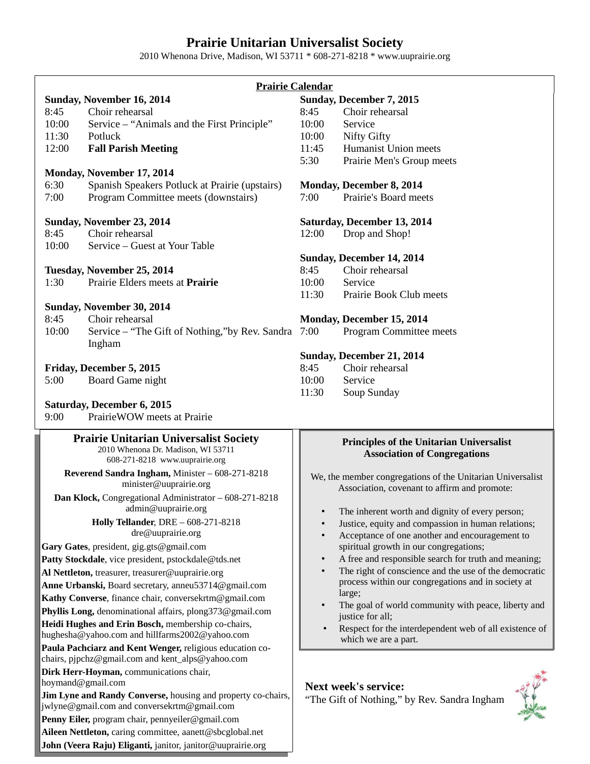# Prairie Unitarian Universalist Society

2010 Whenona Drive, Madison, WI 53711 * 608-271-8218 * www.uuprairie.org

## Prairie Calendar

**Sunday, November 16, 2014**
8:45 Choir rehearsal
10:00 Service – “Animals and the First Principle”
11:30 Potluck
12:00 **Fall Parish Meeting**

**Monday, November 17, 2014**
6:30 Spanish Speakers Potluck at Prairie (upstairs)
7:00 Program Committee meets (downstairs)

**Sunday, November 23, 2014**
8:45 Choir rehearsal
10:00 Service – Guest at Your Table

**Tuesday, November 25, 2014**
1:30 Prairie Elders meets at **Prairie**

**Sunday, November 30, 2014**
8:45 Choir rehearsal
10:00 Service – “The Gift of Nothing,”by Rev. Sandra Ingham

**Friday, December 5, 2015**
5:00 Board Game night

**Saturday, December 6, 2015**
9:00 PrairieWOW meets at Prairie

**Sunday, December 7, 2015**
8:45 Choir rehearsal
10:00 Service
10:00 Nifty Gifty
11:45 Humanist Union meets
5:30 Prairie Men's Group meets

**Monday, December 8, 2014**
7:00 Prairie's Board meets

**Saturday, December 13, 2014**
12:00 Drop and Shop!

**Sunday, December 14, 2014**
8:45 Choir rehearsal
10:00 Service
11:30 Prairie Book Club meets

**Monday, December 15, 2014**
7:00 Program Committee meets

**Sunday, December 21, 2014**
8:45 Choir rehearsal
10:00 Service
11:30 Soup Sunday

## Prairie Unitarian Universalist Society

2010 Whenona Dr. Madison, WI 53711
608-271-8218 www.uuprairie.org

**Reverend Sandra Ingham,** Minister – 608-271-8218
minister@uuprairie.org

**Dan Klock,** Congregational Administrator – 608-271-8218
admin@uuprairie.org

**Holly Tellander**, DRE – 608-271-8218
dre@uuprairie.org

**Gary Gates**, president, gig.gts@gmail.com
**Patty Stockdale**, vice president, pstockdale@tds.net
**Al Nettleton,** treasurer, treasurer@uuprairie.org
**Anne Urbanski,** Board secretary, anneu53714@gmail.com
**Kathy Converse**, finance chair, conversekrtm@gmail.com
**Phyllis Long,** denominational affairs, plong373@gmail.com
**Heidi Hughes and Erin Bosch,** membership co-chairs, hughesha@yahoo.com and hillfarms2002@yahoo.com
**Paula Pachciarz and Kent Wenger,** religious education co-chairs, pjpchz@gmail.com and kent_alps@yahoo.com
**Dirk Herr-Hoyman,** communications chair, hoymand@gmail.com
**Jim Lyne and Randy Converse,** housing and property co-chairs, jwlyne@gmail.com and conversekrtm@gmail.com
**Penny Eiler,** program chair, pennyeiler@gmail.com
**Aileen Nettleton,** caring committee, aanett@sbcglobal.net
**John (Veera Raju) Eliganti,** janitor, janitor@uuprairie.org

### Principles of the Unitarian Universalist Association of Congregations

We, the member congregations of the Unitarian Universalist Association, covenant to affirm and promote:

- The inherent worth and dignity of every person;
- Justice, equity and compassion in human relations;
- Acceptance of one another and encouragement to spiritual growth in our congregations;
- A free and responsible search for truth and meaning;
- The right of conscience and the use of the democratic process within our congregations and in society at large;
- The goal of world community with peace, liberty and justice for all;
- Respect for the interdependent web of all existence of which we are a part.

**Next week's service:**
“The Gift of Nothing,” by Rev. Sandra Ingham